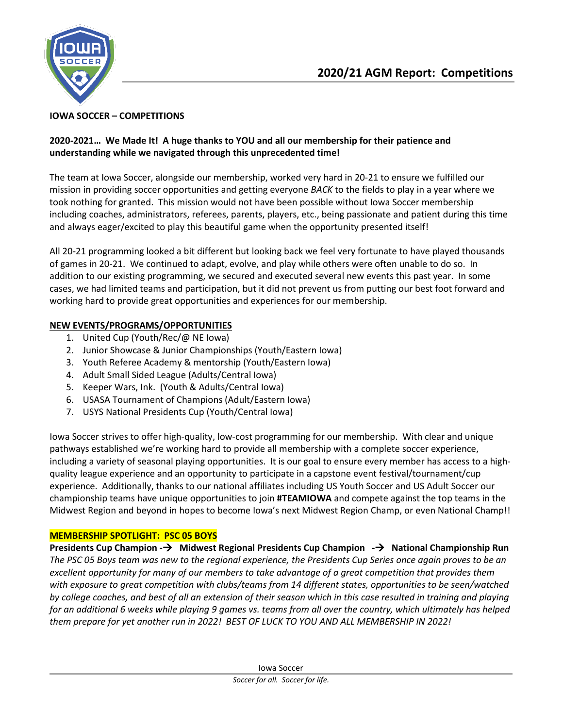# 2020/21 AGM Report: Competitions

**IOWA SOCCER – COMPETITIONS**

**2020-2021… We Made It! A huge thanks to YOU and all our membership for their patience and understanding while we navigated through this unprecedented time!**

The team at Iowa Soccer, alongside our membership, worked very hard in 20-21 to ensure we fulfilled our mission in providing soccer opportunities and getting everyone *BACK* to the fields to play in a year where we took nothing for granted. This mission would not have been possible without Iowa Soccer membership including coaches, administrators, referees, parents, players, etc., being passionate and patient during this time and always eager/excited to play this beautiful game when the opportunity presented itself!

All 20-21 programming looked a bit different but looking back we feel very fortunate to have played thousands of games in 20-21. We continued to adapt, evolve, and play while others were often unable to do so. In addition to our existing programming, we secured and executed several new events this past year. In some cases, we had limited teams and participation, but it did not prevent us from putting our best foot forward and working hard to provide great opportunities and experiences for our membership.

**NEW EVENTS/PROGRAMS/OPPORTUNITIES**

1. United Cup (Youth/Rec/@ NE Iowa)
2. Junior Showcase & Junior Championships (Youth/Eastern Iowa)
3. Youth Referee Academy & mentorship (Youth/Eastern Iowa)
4. Adult Small Sided League (Adults/Central Iowa)
5. Keeper Wars, Ink. (Youth & Adults/Central Iowa)
6. USASA Tournament of Champions (Adult/Eastern Iowa)
7. USYS National Presidents Cup (Youth/Central Iowa)

Iowa Soccer strives to offer high-quality, low-cost programming for our membership. With clear and unique pathways established we're working hard to provide all membership with a complete soccer experience, including a variety of seasonal playing opportunities. It is our goal to ensure every member has access to a high-quality league experience and an opportunity to participate in a capstone event festival/tournament/cup experience. Additionally, thanks to our national affiliates including US Youth Soccer and US Adult Soccer our championship teams have unique opportunities to join **#TEAMIOWA** and compete against the top teams in the Midwest Region and beyond in hopes to become Iowa's next Midwest Region Champ, or even National Champ!!

**MEMBERSHIP SPOTLIGHT: PSC 05 BOYS**

**Presidents Cup Champion → Midwest Regional Presidents Cup Champion → National Championship Run**

*The PSC 05 Boys team was new to the regional experience, the Presidents Cup Series once again proves to be an excellent opportunity for many of our members to take advantage of a great competition that provides them with exposure to great competition with clubs/teams from 14 different states, opportunities to be seen/watched by college coaches, and best of all an extension of their season which in this case resulted in training and playing for an additional 6 weeks while playing 9 games vs. teams from all over the country, which ultimately has helped them prepare for yet another run in 2022! BEST OF LUCK TO YOU AND ALL MEMBERSHIP IN 2022!*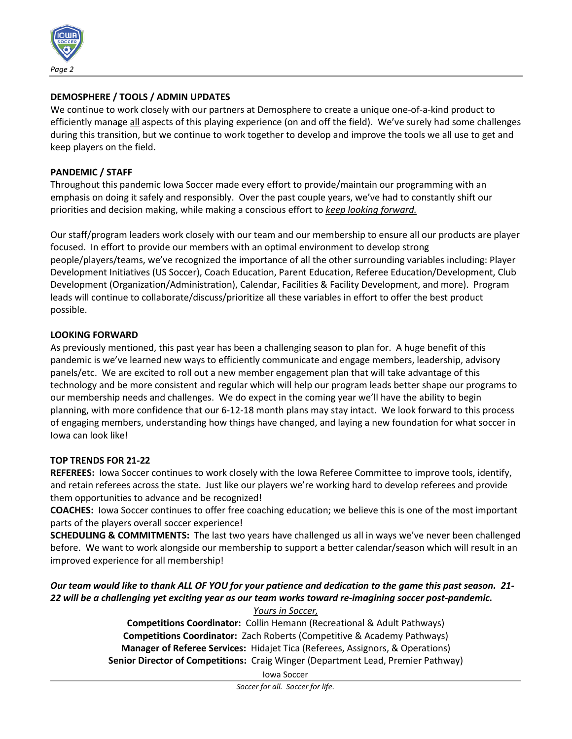## DEMOSPHERE / TOOLS / ADMIN UPDATES

We continue to work closely with our partners at Demosphere to create a unique one-of-a-kind product to efficiently manage all aspects of this playing experience (on and off the field). We've surely had some challenges during this transition, but we continue to work together to develop and improve the tools we all use to get and keep players on the field.

## PANDEMIC / STAFF

Throughout this pandemic Iowa Soccer made every effort to provide/maintain our programming with an emphasis on doing it safely and responsibly. Over the past couple years, we've had to constantly shift our priorities and decision making, while making a conscious effort to *keep looking forward.*

Our staff/program leaders work closely with our team and our membership to ensure all our products are player focused. In effort to provide our members with an optimal environment to develop strong people/players/teams, we've recognized the importance of all the other surrounding variables including: Player Development Initiatives (US Soccer), Coach Education, Parent Education, Referee Education/Development, Club Development (Organization/Administration), Calendar, Facilities & Facility Development, and more). Program leads will continue to collaborate/discuss/prioritize all these variables in effort to offer the best product possible.

## LOOKING FORWARD

As previously mentioned, this past year has been a challenging season to plan for. A huge benefit of this pandemic is we've learned new ways to efficiently communicate and engage members, leadership, advisory panels/etc. We are excited to roll out a new member engagement plan that will take advantage of this technology and be more consistent and regular which will help our program leads better shape our programs to our membership needs and challenges. We do expect in the coming year we'll have the ability to begin planning, with more confidence that our 6-12-18 month plans may stay intact. We look forward to this process of engaging members, understanding how things have changed, and laying a new foundation for what soccer in Iowa can look like!

## TOP TRENDS FOR 21-22

**REFEREES:** Iowa Soccer continues to work closely with the Iowa Referee Committee to improve tools, identify, and retain referees across the state. Just like our players we're working hard to develop referees and provide them opportunities to advance and be recognized!

**COACHES:** Iowa Soccer continues to offer free coaching education; we believe this is one of the most important parts of the players overall soccer experience!

**SCHEDULING & COMMITMENTS:** The last two years have challenged us all in ways we've never been challenged before. We want to work alongside our membership to support a better calendar/season which will result in an improved experience for all membership!

***Our team would like to thank ALL OF YOU for your patience and dedication to the game this past season. 21-22 will be a challenging yet exciting year as our team works toward re-imagining soccer post-pandemic.***

*Yours in Soccer,*

**Competitions Coordinator:** Collin Hemann (Recreational & Adult Pathways)
**Competitions Coordinator:** Zach Roberts (Competitive & Academy Pathways)
**Manager of Referee Services:** Hidajet Tica (Referees, Assignors, & Operations)
**Senior Director of Competitions:** Craig Winger (Department Lead, Premier Pathway)